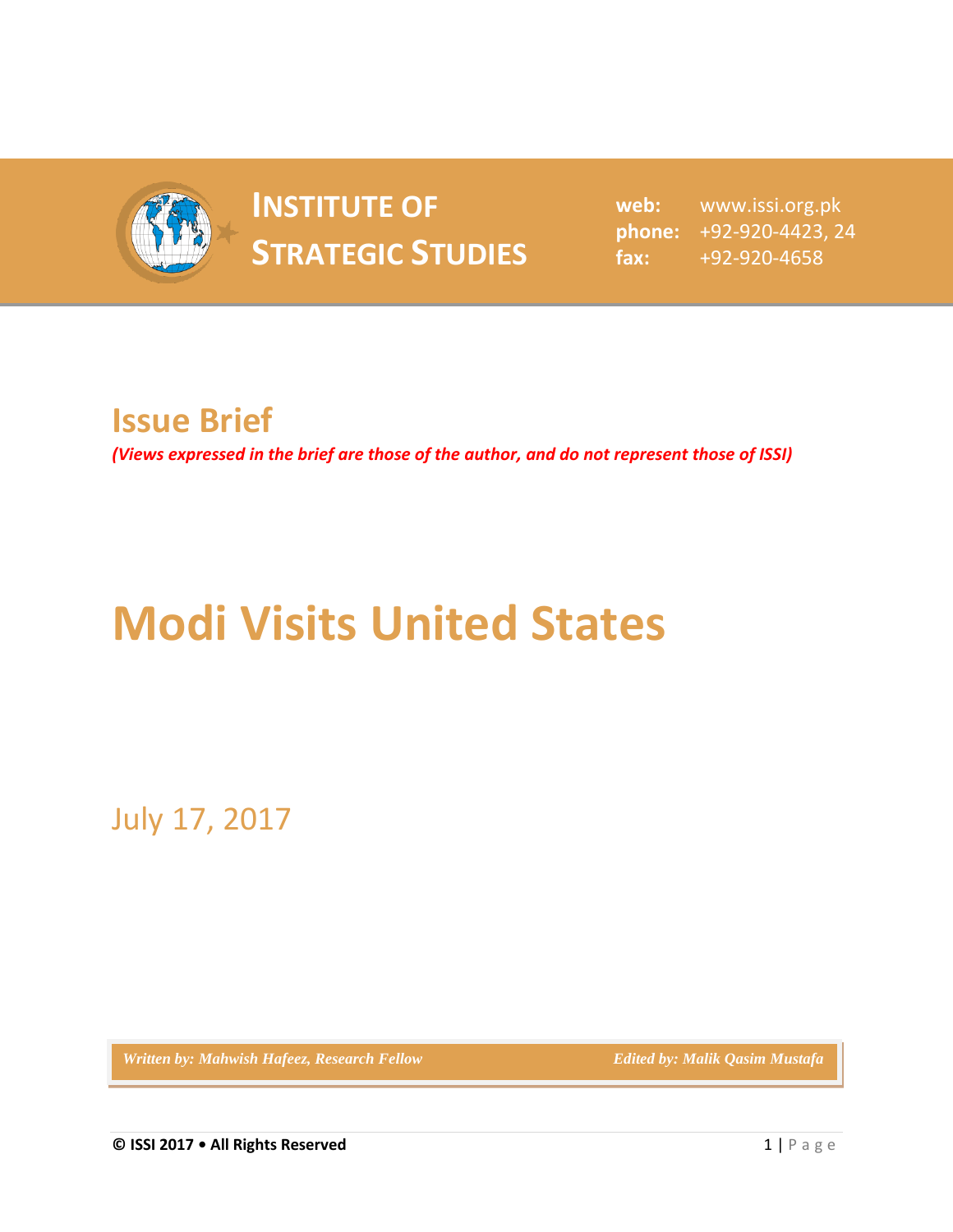**INSTITUTE OF STRATEGIC STUDIES**

**web:** www.issi.org.pk
**phone:** +92-920-4423, 24
**fax:** +92-920-4658

## Issue Brief

***(Views expressed in the brief are those of the author, and do not represent those of ISSI)***

# Modi Visits United States

July 17, 2017

*Written by: Mahwish Hafeez, Research Fellow* *Edited by: Malik Qasim Mustafa*

**© ISSI 2017 • All Rights Reserved**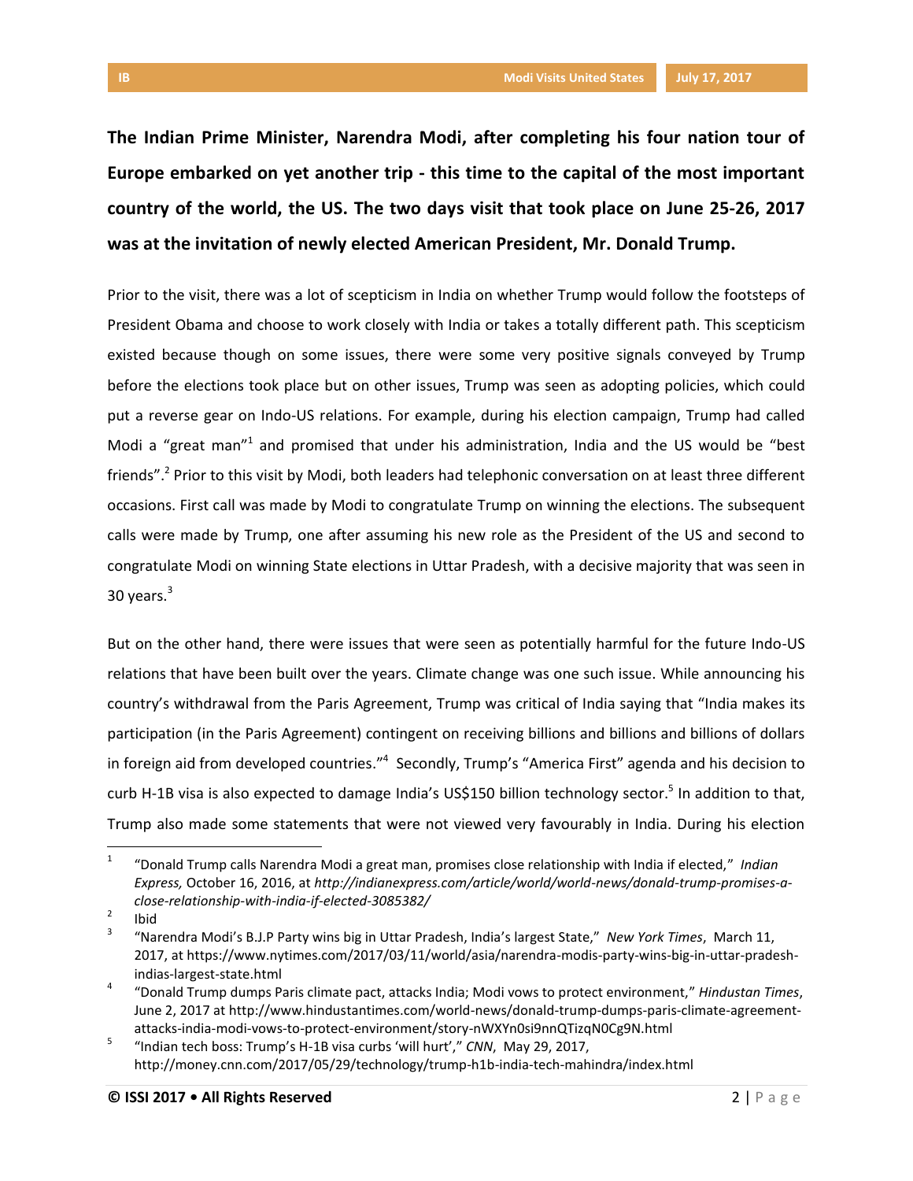**The Indian Prime Minister, Narendra Modi, after completing his four nation tour of Europe embarked on yet another trip - this time to the capital of the most important country of the world, the US. The two days visit that took place on June 25-26, 2017 was at the invitation of newly elected American President, Mr. Donald Trump.**

Prior to the visit, there was a lot of scepticism in India on whether Trump would follow the footsteps of President Obama and choose to work closely with India or takes a totally different path. This scepticism existed because though on some issues, there were some very positive signals conveyed by Trump before the elections took place but on other issues, Trump was seen as adopting policies, which could put a reverse gear on Indo-US relations. For example, during his election campaign, Trump had called Modi a "great man"[1] and promised that under his administration, India and the US would be "best friends".[2] Prior to this visit by Modi, both leaders had telephonic conversation on at least three different occasions. First call was made by Modi to congratulate Trump on winning the elections. The subsequent calls were made by Trump, one after assuming his new role as the President of the US and second to congratulate Modi on winning State elections in Uttar Pradesh, with a decisive majority that was seen in 30 years.[3]

But on the other hand, there were issues that were seen as potentially harmful for the future Indo-US relations that have been built over the years. Climate change was one such issue. While announcing his country's withdrawal from the Paris Agreement, Trump was critical of India saying that "India makes its participation (in the Paris Agreement) contingent on receiving billions and billions and billions of dollars in foreign aid from developed countries."[4] Secondly, Trump's "America First" agenda and his decision to curb H-1B visa is also expected to damage India's US$150 billion technology sector.[5] In addition to that, Trump also made some statements that were not viewed very favourably in India. During his election

---

[1] "Donald Trump calls Narendra Modi a great man, promises close relationship with India if elected," *Indian Express,* October 16, 2016, at *http://indianexpress.com/article/world/world-news/donald-trump-promises-a-close-relationship-with-india-if-elected-3085382/*

[2] Ibid

[3] "Narendra Modi's B.J.P Party wins big in Uttar Pradesh, India's largest State," *New York Times*, March 11, 2017, at https://www.nytimes.com/2017/03/11/world/asia/narendra-modis-party-wins-big-in-uttar-pradesh-indias-largest-state.html

[4] "Donald Trump dumps Paris climate pact, attacks India; Modi vows to protect environment," *Hindustan Times*, June 2, 2017 at http://www.hindustantimes.com/world-news/donald-trump-dumps-paris-climate-agreement-attacks-india-modi-vows-to-protect-environment/story-nWXYn0si9nnQTizqN0Cg9N.html

[5] "Indian tech boss: Trump's H-1B visa curbs 'will hurt'," *CNN*, May 29, 2017, http://money.cnn.com/2017/05/29/technology/trump-h1b-india-tech-mahindra/index.html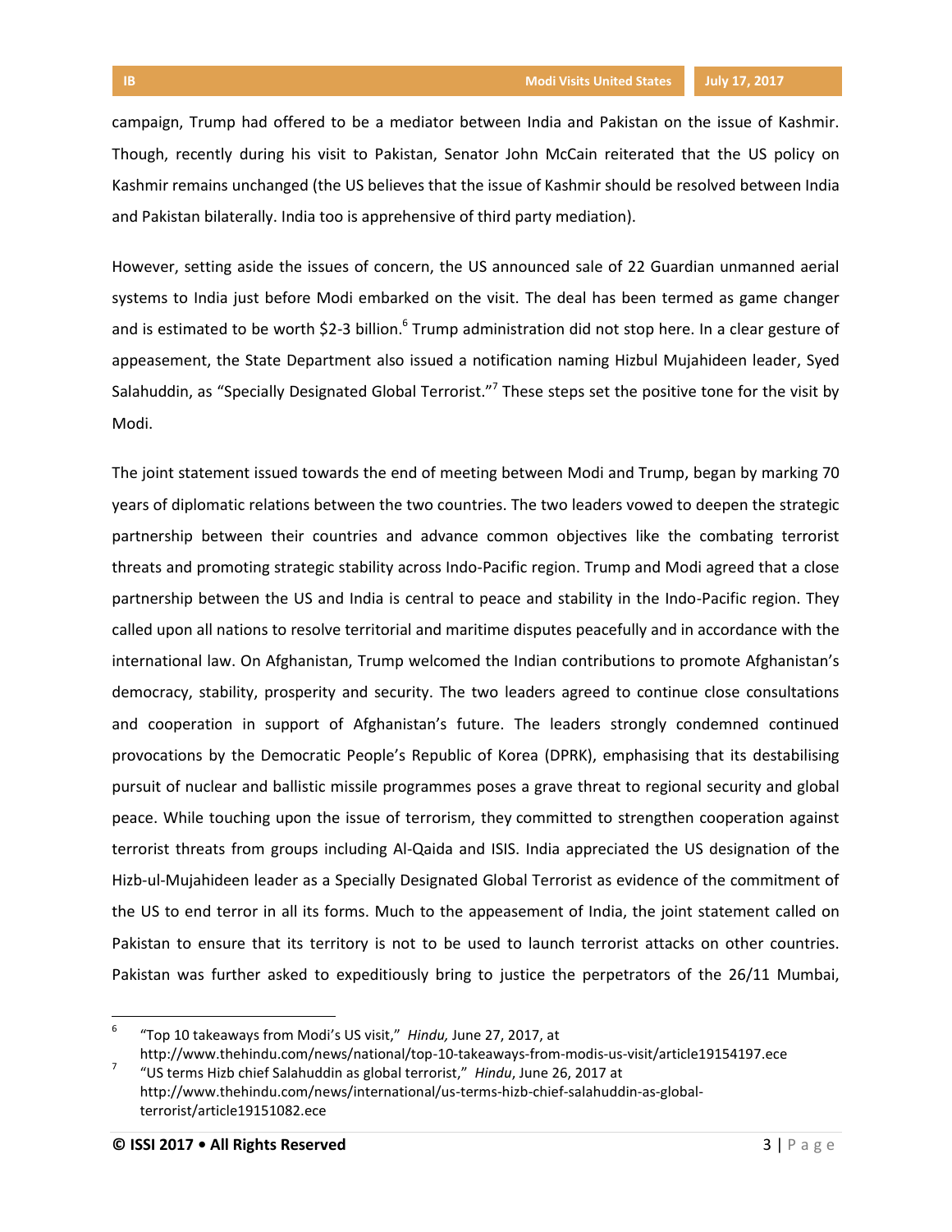campaign, Trump had offered to be a mediator between India and Pakistan on the issue of Kashmir. Though, recently during his visit to Pakistan, Senator John McCain reiterated that the US policy on Kashmir remains unchanged (the US believes that the issue of Kashmir should be resolved between India and Pakistan bilaterally. India too is apprehensive of third party mediation).

However, setting aside the issues of concern, the US announced sale of 22 Guardian unmanned aerial systems to India just before Modi embarked on the visit. The deal has been termed as game changer and is estimated to be worth $2-3 billion.[6] Trump administration did not stop here. In a clear gesture of appeasement, the State Department also issued a notification naming Hizbul Mujahideen leader, Syed Salahuddin, as "Specially Designated Global Terrorist."[7] These steps set the positive tone for the visit by Modi.

The joint statement issued towards the end of meeting between Modi and Trump, began by marking 70 years of diplomatic relations between the two countries. The two leaders vowed to deepen the strategic partnership between their countries and advance common objectives like the combating terrorist threats and promoting strategic stability across Indo-Pacific region. Trump and Modi agreed that a close partnership between the US and India is central to peace and stability in the Indo-Pacific region. They called upon all nations to resolve territorial and maritime disputes peacefully and in accordance with the international law. On Afghanistan, Trump welcomed the Indian contributions to promote Afghanistan's democracy, stability, prosperity and security. The two leaders agreed to continue close consultations and cooperation in support of Afghanistan's future. The leaders strongly condemned continued provocations by the Democratic People's Republic of Korea (DPRK), emphasising that its destabilising pursuit of nuclear and ballistic missile programmes poses a grave threat to regional security and global peace. While touching upon the issue of terrorism, they committed to strengthen cooperation against terrorist threats from groups including Al-Qaida and ISIS. India appreciated the US designation of the Hizb-ul-Mujahideen leader as a Specially Designated Global Terrorist as evidence of the commitment of the US to end terror in all its forms. Much to the appeasement of India, the joint statement called on Pakistan to ensure that its territory is not to be used to launch terrorist attacks on other countries. Pakistan was further asked to expeditiously bring to justice the perpetrators of the 26/11 Mumbai,

---

[6] "Top 10 takeaways from Modi's US visit," *Hindu,* June 27, 2017, at http://www.thehindu.com/news/national/top-10-takeaways-from-modis-us-visit/article19154197.ece

[7] "US terms Hizb chief Salahuddin as global terrorist," *Hindu*, June 26, 2017 at http://www.thehindu.com/news/international/us-terms-hizb-chief-salahuddin-as-global-terrorist/article19151082.ece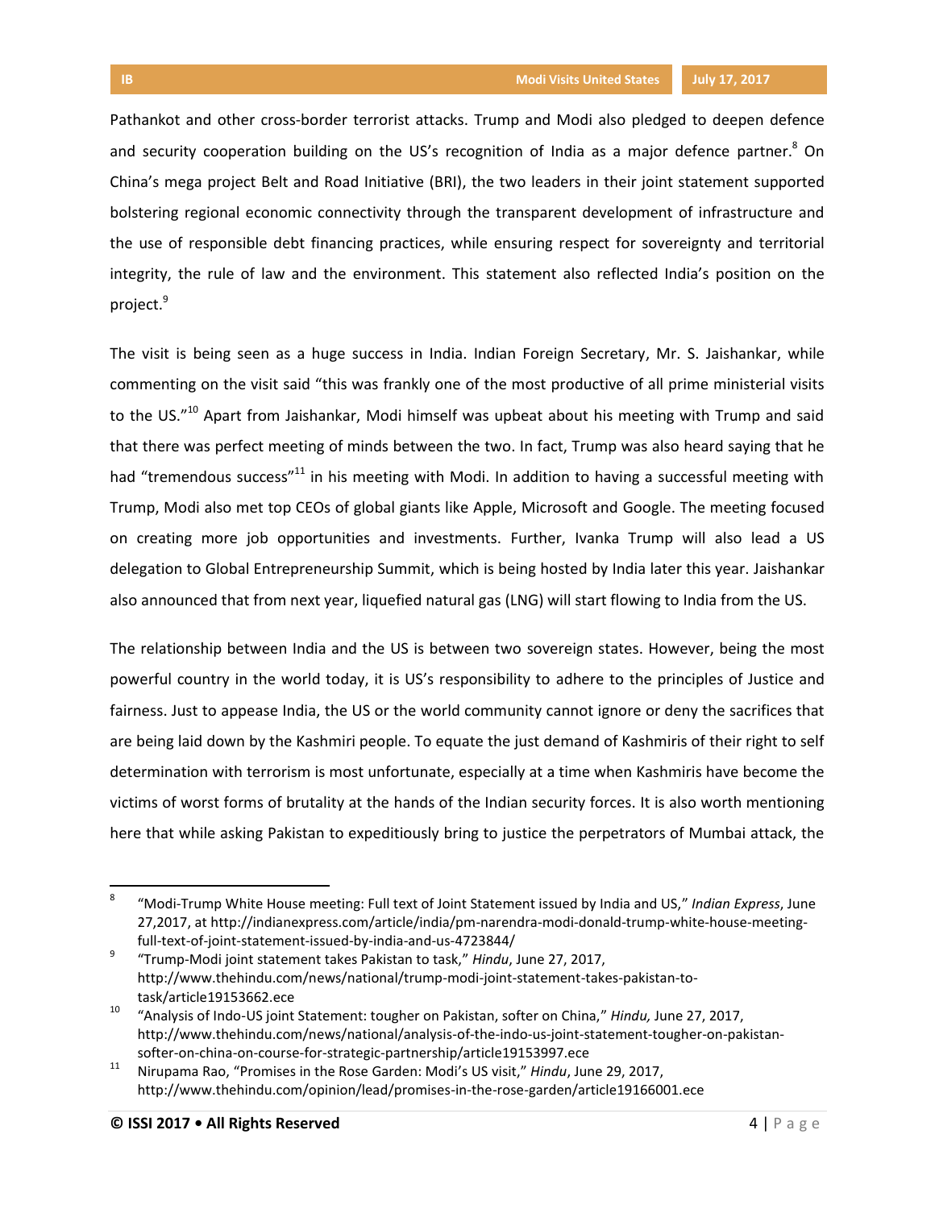Pathankot and other cross-border terrorist attacks. Trump and Modi also pledged to deepen defence and security cooperation building on the US's recognition of India as a major defence partner.[8] On China's mega project Belt and Road Initiative (BRI), the two leaders in their joint statement supported bolstering regional economic connectivity through the transparent development of infrastructure and the use of responsible debt financing practices, while ensuring respect for sovereignty and territorial integrity, the rule of law and the environment. This statement also reflected India's position on the project.[9]

The visit is being seen as a huge success in India. Indian Foreign Secretary, Mr. S. Jaishankar, while commenting on the visit said "this was frankly one of the most productive of all prime ministerial visits to the US."[10] Apart from Jaishankar, Modi himself was upbeat about his meeting with Trump and said that there was perfect meeting of minds between the two. In fact, Trump was also heard saying that he had "tremendous success"[11] in his meeting with Modi. In addition to having a successful meeting with Trump, Modi also met top CEOs of global giants like Apple, Microsoft and Google. The meeting focused on creating more job opportunities and investments. Further, Ivanka Trump will also lead a US delegation to Global Entrepreneurship Summit, which is being hosted by India later this year. Jaishankar also announced that from next year, liquefied natural gas (LNG) will start flowing to India from the US.

The relationship between India and the US is between two sovereign states. However, being the most powerful country in the world today, it is US's responsibility to adhere to the principles of Justice and fairness. Just to appease India, the US or the world community cannot ignore or deny the sacrifices that are being laid down by the Kashmiri people. To equate the just demand of Kashmiris of their right to self determination with terrorism is most unfortunate, especially at a time when Kashmiris have become the victims of worst forms of brutality at the hands of the Indian security forces. It is also worth mentioning here that while asking Pakistan to expeditiously bring to justice the perpetrators of Mumbai attack, the

---

[8] "Modi-Trump White House meeting: Full text of Joint Statement issued by India and US," *Indian Express*, June 27,2017, at http://indianexpress.com/article/india/pm-narendra-modi-donald-trump-white-house-meeting-full-text-of-joint-statement-issued-by-india-and-us-4723844/

[9] "Trump-Modi joint statement takes Pakistan to task," *Hindu*, June 27, 2017, http://www.thehindu.com/news/national/trump-modi-joint-statement-takes-pakistan-to-task/article19153662.ece

[10] "Analysis of Indo-US joint Statement: tougher on Pakistan, softer on China," *Hindu,* June 27, 2017, http://www.thehindu.com/news/national/analysis-of-the-indo-us-joint-statement-tougher-on-pakistan-softer-on-china-on-course-for-strategic-partnership/article19153997.ece

[11] Nirupama Rao, "Promises in the Rose Garden: Modi's US visit," *Hindu*, June 29, 2017, http://www.thehindu.com/opinion/lead/promises-in-the-rose-garden/article19166001.ece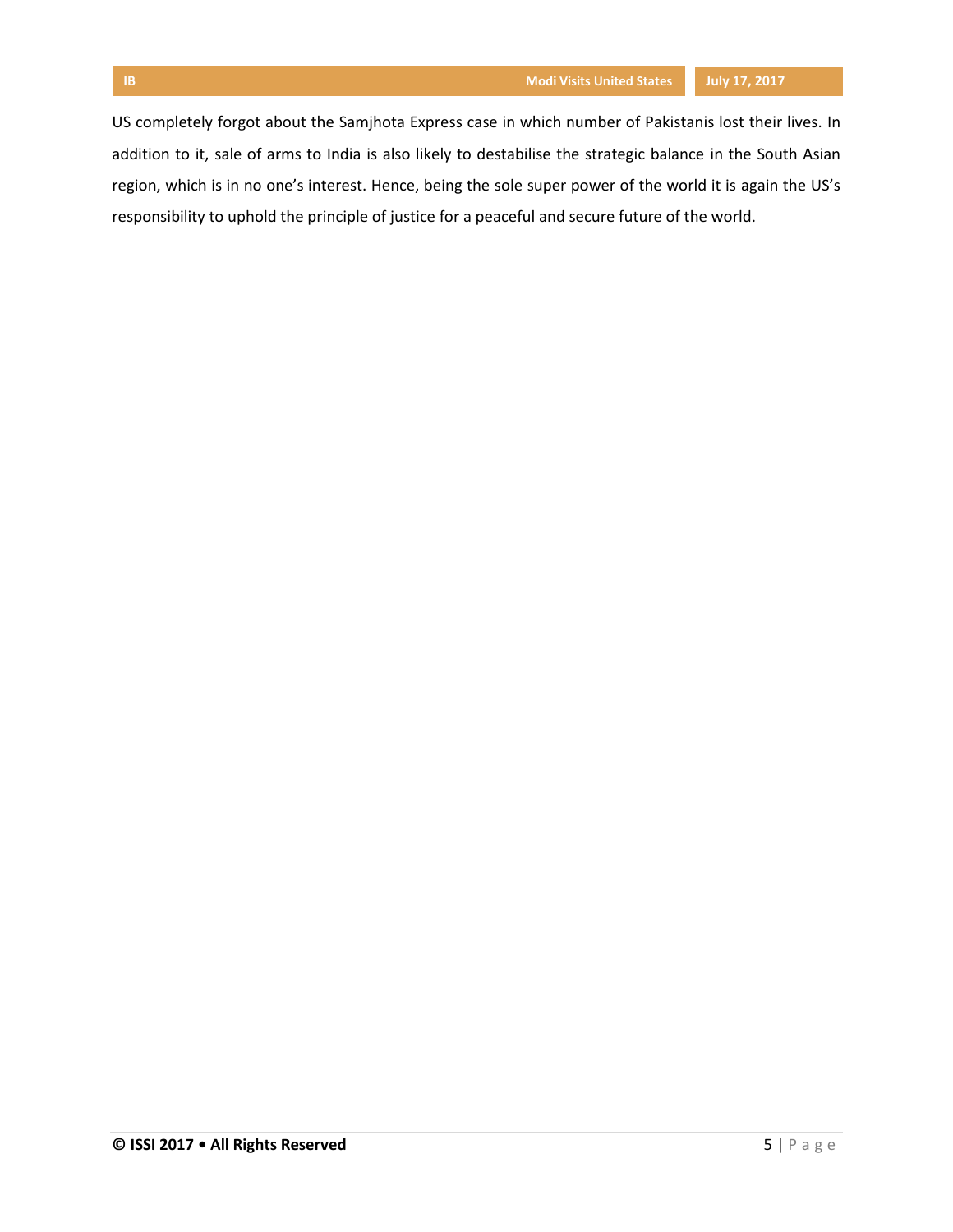US completely forgot about the Samjhota Express case in which number of Pakistanis lost their lives. In addition to it, sale of arms to India is also likely to destabilise the strategic balance in the South Asian region, which is in no one's interest. Hence, being the sole super power of the world it is again the US's responsibility to uphold the principle of justice for a peaceful and secure future of the world.